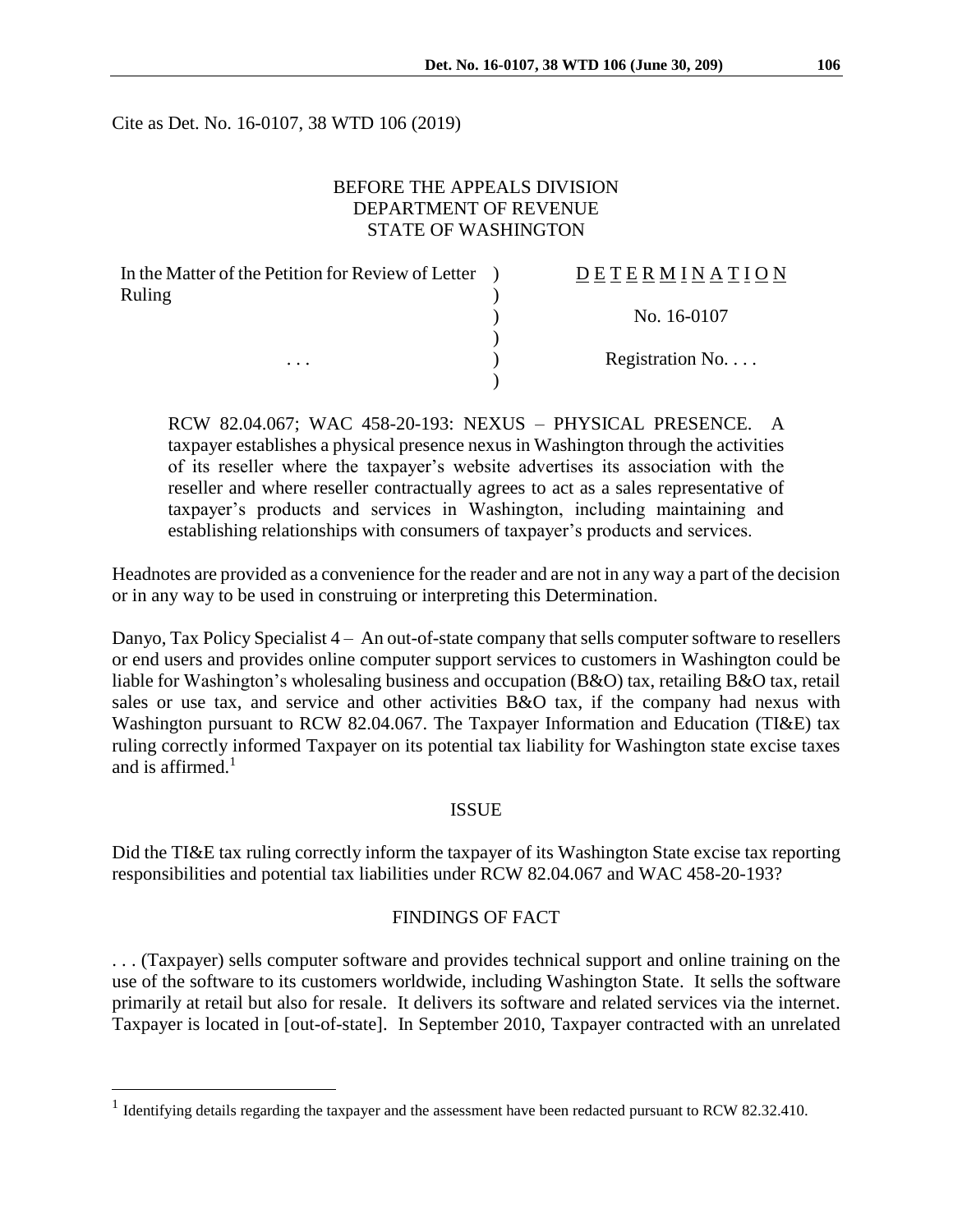Cite as Det. No. 16-0107, 38 WTD 106 (2019)

BEFORE THE APPEALS DIVISION
DEPARTMENT OF REVENUE
STATE OF WASHINGTON

| | | |
|---|---|---|
| In the Matter of the Petition for Review of Letter Ruling | ) | D E T E R M I N A T I O N |
| | ) | No. 16-0107 |
| . . . | ) | Registration No. . . . |

RCW 82.04.067; WAC 458-20-193: NEXUS – PHYSICAL PRESENCE. A taxpayer establishes a physical presence nexus in Washington through the activities of its reseller where the taxpayer's website advertises its association with the reseller and where reseller contractually agrees to act as a sales representative of taxpayer's products and services in Washington, including maintaining and establishing relationships with consumers of taxpayer's products and services.

Headnotes are provided as a convenience for the reader and are not in any way a part of the decision or in any way to be used in construing or interpreting this Determination.

Danyo, Tax Policy Specialist 4 – An out-of-state company that sells computer software to resellers or end users and provides online computer support services to customers in Washington could be liable for Washington's wholesaling business and occupation (B&O) tax, retailing B&O tax, retail sales or use tax, and service and other activities B&O tax, if the company had nexus with Washington pursuant to RCW 82.04.067. The Taxpayer Information and Education (TI&E) tax ruling correctly informed Taxpayer on its potential tax liability for Washington state excise taxes and is affirmed.[1]

## ISSUE

Did the TI&E tax ruling correctly inform the taxpayer of its Washington State excise tax reporting responsibilities and potential tax liabilities under RCW 82.04.067 and WAC 458-20-193?

## FINDINGS OF FACT

. . . (Taxpayer) sells computer software and provides technical support and online training on the use of the software to its customers worldwide, including Washington State. It sells the software primarily at retail but also for resale. It delivers its software and related services via the internet. Taxpayer is located in [out-of-state]. In September 2010, Taxpayer contracted with an unrelated

[1] Identifying details regarding the taxpayer and the assessment have been redacted pursuant to RCW 82.32.410.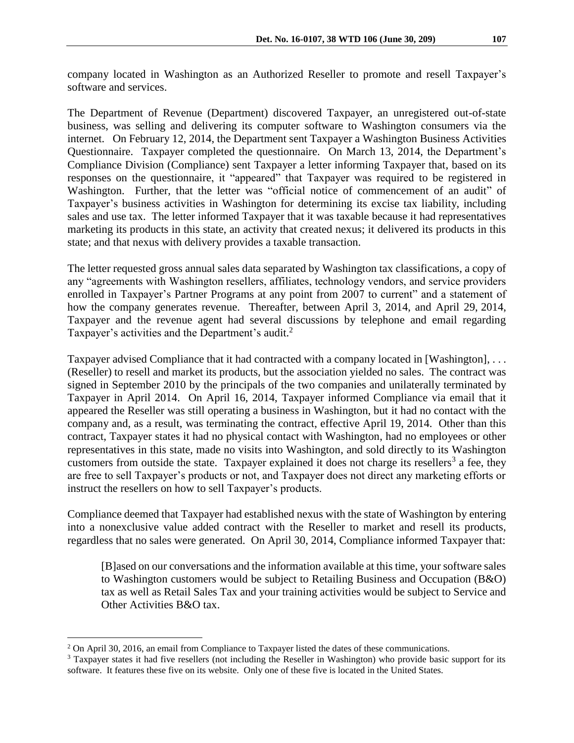company located in Washington as an Authorized Reseller to promote and resell Taxpayer's software and services.

The Department of Revenue (Department) discovered Taxpayer, an unregistered out-of-state business, was selling and delivering its computer software to Washington consumers via the internet. On February 12, 2014, the Department sent Taxpayer a Washington Business Activities Questionnaire. Taxpayer completed the questionnaire. On March 13, 2014, the Department's Compliance Division (Compliance) sent Taxpayer a letter informing Taxpayer that, based on its responses on the questionnaire, it "appeared" that Taxpayer was required to be registered in Washington. Further, that the letter was "official notice of commencement of an audit" of Taxpayer's business activities in Washington for determining its excise tax liability, including sales and use tax. The letter informed Taxpayer that it was taxable because it had representatives marketing its products in this state, an activity that created nexus; it delivered its products in this state; and that nexus with delivery provides a taxable transaction.

The letter requested gross annual sales data separated by Washington tax classifications, a copy of any "agreements with Washington resellers, affiliates, technology vendors, and service providers enrolled in Taxpayer's Partner Programs at any point from 2007 to current" and a statement of how the company generates revenue. Thereafter, between April 3, 2014, and April 29, 2014, Taxpayer and the revenue agent had several discussions by telephone and email regarding Taxpayer's activities and the Department's audit.[2]

Taxpayer advised Compliance that it had contracted with a company located in [Washington], . . . (Reseller) to resell and market its products, but the association yielded no sales. The contract was signed in September 2010 by the principals of the two companies and unilaterally terminated by Taxpayer in April 2014. On April 16, 2014, Taxpayer informed Compliance via email that it appeared the Reseller was still operating a business in Washington, but it had no contact with the company and, as a result, was terminating the contract, effective April 19, 2014. Other than this contract, Taxpayer states it had no physical contact with Washington, had no employees or other representatives in this state, made no visits into Washington, and sold directly to its Washington customers from outside the state. Taxpayer explained it does not charge its resellers[3] a fee, they are free to sell Taxpayer's products or not, and Taxpayer does not direct any marketing efforts or instruct the resellers on how to sell Taxpayer's products.

Compliance deemed that Taxpayer had established nexus with the state of Washington by entering into a nonexclusive value added contract with the Reseller to market and resell its products, regardless that no sales were generated. On April 30, 2014, Compliance informed Taxpayer that:

> [B]ased on our conversations and the information available at this time, your software sales to Washington customers would be subject to Retailing Business and Occupation (B&O) tax as well as Retail Sales Tax and your training activities would be subject to Service and Other Activities B&O tax.

[2] On April 30, 2016, an email from Compliance to Taxpayer listed the dates of these communications.

[3] Taxpayer states it had five resellers (not including the Reseller in Washington) who provide basic support for its software. It features these five on its website. Only one of these five is located in the United States.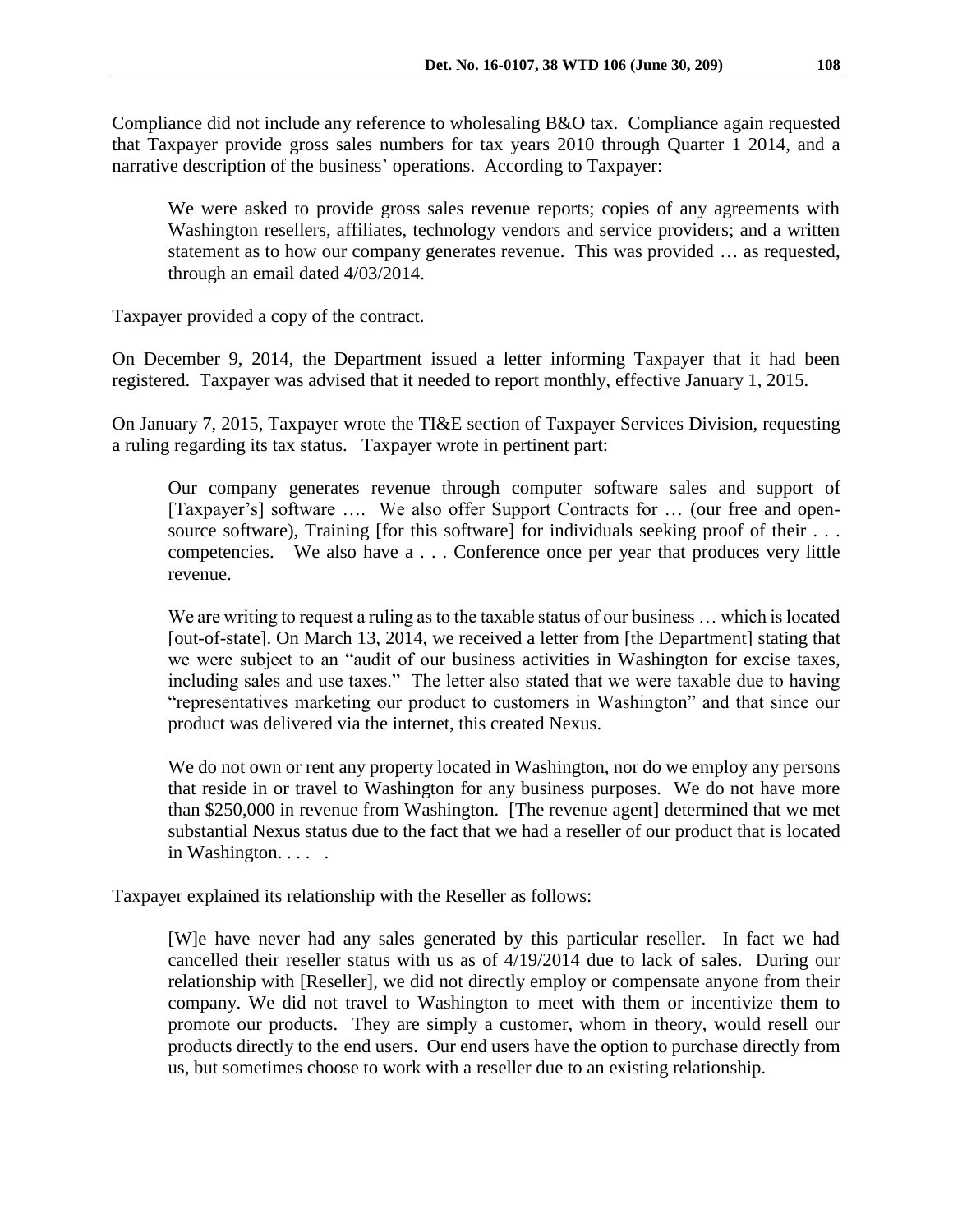Compliance did not include any reference to wholesaling B&O tax. Compliance again requested that Taxpayer provide gross sales numbers for tax years 2010 through Quarter 1 2014, and a narrative description of the business' operations. According to Taxpayer:

> We were asked to provide gross sales revenue reports; copies of any agreements with Washington resellers, affiliates, technology vendors and service providers; and a written statement as to how our company generates revenue. This was provided … as requested, through an email dated 4/03/2014.

Taxpayer provided a copy of the contract.

On December 9, 2014, the Department issued a letter informing Taxpayer that it had been registered. Taxpayer was advised that it needed to report monthly, effective January 1, 2015.

On January 7, 2015, Taxpayer wrote the TI&E section of Taxpayer Services Division, requesting a ruling regarding its tax status. Taxpayer wrote in pertinent part:

> Our company generates revenue through computer software sales and support of [Taxpayer's] software …. We also offer Support Contracts for … (our free and open-source software), Training [for this software] for individuals seeking proof of their . . . competencies. We also have a . . . Conference once per year that produces very little revenue.
>
> We are writing to request a ruling as to the taxable status of our business … which is located [out-of-state]. On March 13, 2014, we received a letter from [the Department] stating that we were subject to an "audit of our business activities in Washington for excise taxes, including sales and use taxes." The letter also stated that we were taxable due to having "representatives marketing our product to customers in Washington" and that since our product was delivered via the internet, this created Nexus.
>
> We do not own or rent any property located in Washington, nor do we employ any persons that reside in or travel to Washington for any business purposes. We do not have more than $250,000 in revenue from Washington. [The revenue agent] determined that we met substantial Nexus status due to the fact that we had a reseller of our product that is located in Washington. . . . .

Taxpayer explained its relationship with the Reseller as follows:

> [W]e have never had any sales generated by this particular reseller. In fact we had cancelled their reseller status with us as of 4/19/2014 due to lack of sales. During our relationship with [Reseller], we did not directly employ or compensate anyone from their company. We did not travel to Washington to meet with them or incentivize them to promote our products. They are simply a customer, whom in theory, would resell our products directly to the end users. Our end users have the option to purchase directly from us, but sometimes choose to work with a reseller due to an existing relationship.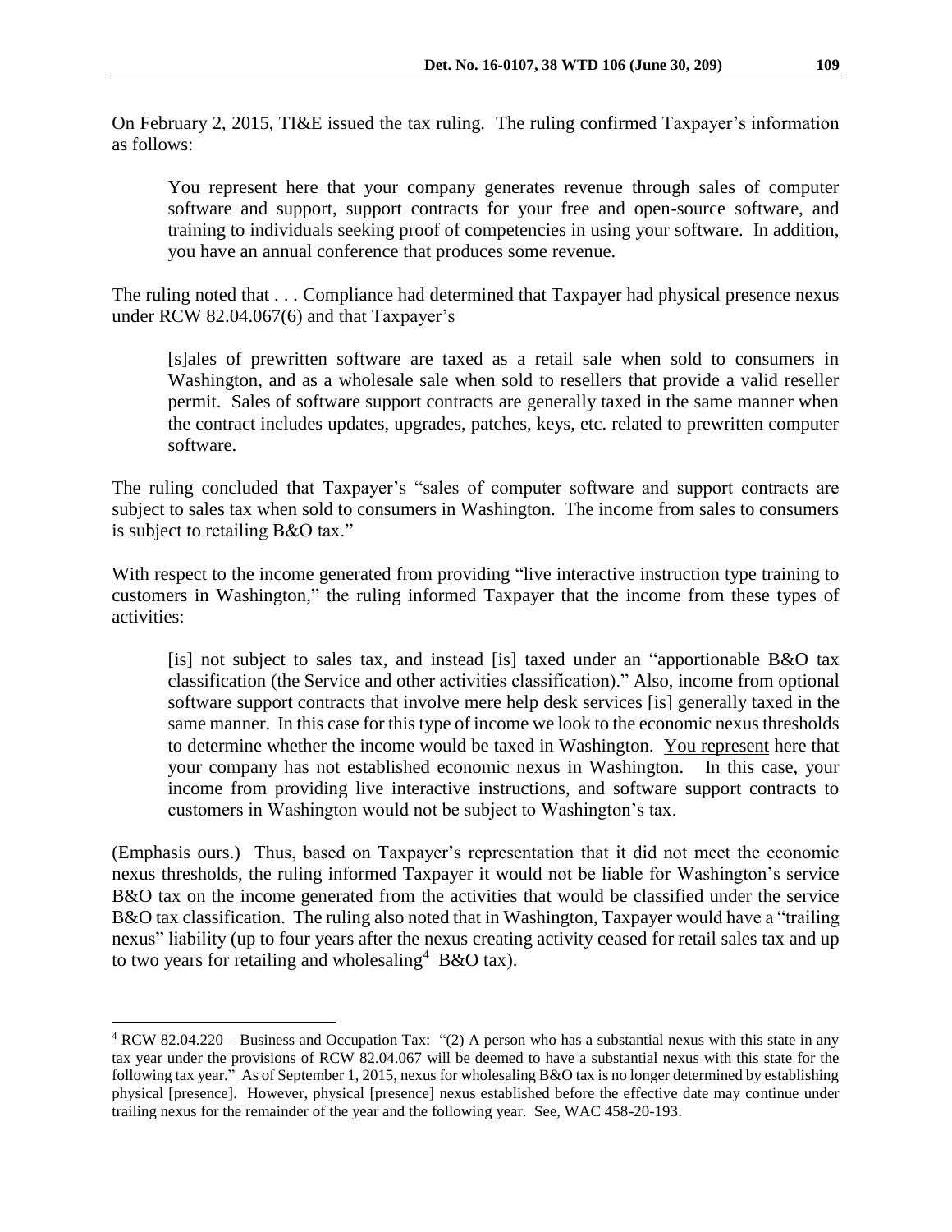On February 2, 2015, TI&E issued the tax ruling. The ruling confirmed Taxpayer's information as follows:

> You represent here that your company generates revenue through sales of computer software and support, support contracts for your free and open-source software, and training to individuals seeking proof of competencies in using your software. In addition, you have an annual conference that produces some revenue.

The ruling noted that . . . Compliance had determined that Taxpayer had physical presence nexus under RCW 82.04.067(6) and that Taxpayer's

> [s]ales of prewritten software are taxed as a retail sale when sold to consumers in Washington, and as a wholesale sale when sold to resellers that provide a valid reseller permit. Sales of software support contracts are generally taxed in the same manner when the contract includes updates, upgrades, patches, keys, etc. related to prewritten computer software.

The ruling concluded that Taxpayer's "sales of computer software and support contracts are subject to sales tax when sold to consumers in Washington. The income from sales to consumers is subject to retailing B&O tax."

With respect to the income generated from providing "live interactive instruction type training to customers in Washington," the ruling informed Taxpayer that the income from these types of activities:

> [is] not subject to sales tax, and instead [is] taxed under an "apportionable B&O tax classification (the Service and other activities classification)." Also, income from optional software support contracts that involve mere help desk services [is] generally taxed in the same manner. In this case for this type of income we look to the economic nexus thresholds to determine whether the income would be taxed in Washington. <u>You represent</u> here that your company has not established economic nexus in Washington. In this case, your income from providing live interactive instructions, and software support contracts to customers in Washington would not be subject to Washington's tax.

(Emphasis ours.) Thus, based on Taxpayer's representation that it did not meet the economic nexus thresholds, the ruling informed Taxpayer it would not be liable for Washington's service B&O tax on the income generated from the activities that would be classified under the service B&O tax classification. The ruling also noted that in Washington, Taxpayer would have a "trailing nexus" liability (up to four years after the nexus creating activity ceased for retail sales tax and up to two years for retailing and wholesaling[4] B&O tax).

---

[4] RCW 82.04.220 – Business and Occupation Tax: "(2) A person who has a substantial nexus with this state in any tax year under the provisions of RCW 82.04.067 will be deemed to have a substantial nexus with this state for the following tax year." As of September 1, 2015, nexus for wholesaling B&O tax is no longer determined by establishing physical [presence]. However, physical [presence] nexus established before the effective date may continue under trailing nexus for the remainder of the year and the following year. See, WAC 458-20-193.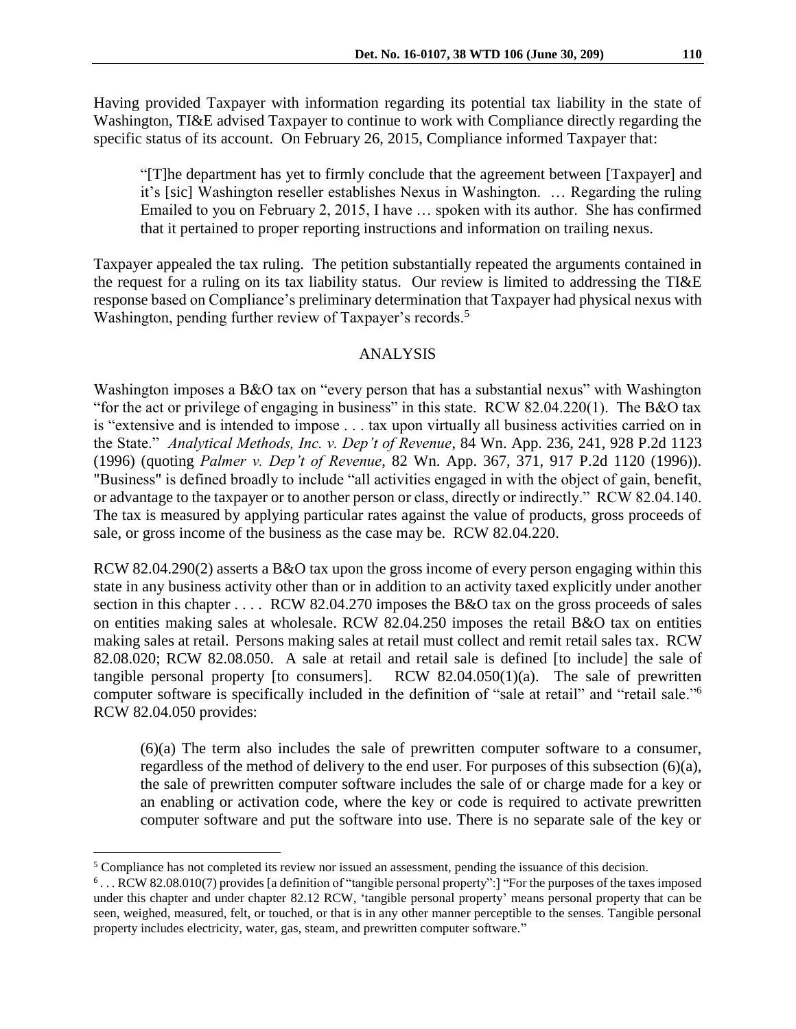Having provided Taxpayer with information regarding its potential tax liability in the state of Washington, TI&E advised Taxpayer to continue to work with Compliance directly regarding the specific status of its account. On February 26, 2015, Compliance informed Taxpayer that:

> "[T]he department has yet to firmly conclude that the agreement between [Taxpayer] and it's [sic] Washington reseller establishes Nexus in Washington. … Regarding the ruling Emailed to you on February 2, 2015, I have … spoken with its author. She has confirmed that it pertained to proper reporting instructions and information on trailing nexus.

Taxpayer appealed the tax ruling. The petition substantially repeated the arguments contained in the request for a ruling on its tax liability status. Our review is limited to addressing the TI&E response based on Compliance's preliminary determination that Taxpayer had physical nexus with Washington, pending further review of Taxpayer's records.[5]

## ANALYSIS

Washington imposes a B&O tax on "every person that has a substantial nexus" with Washington "for the act or privilege of engaging in business" in this state. RCW 82.04.220(1). The B&O tax is "extensive and is intended to impose . . . tax upon virtually all business activities carried on in the State." *Analytical Methods, Inc. v. Dep't of Revenue*, 84 Wn. App. 236, 241, 928 P.2d 1123 (1996) (quoting *Palmer v. Dep't of Revenue*, 82 Wn. App. 367, 371, 917 P.2d 1120 (1996)). "Business" is defined broadly to include "all activities engaged in with the object of gain, benefit, or advantage to the taxpayer or to another person or class, directly or indirectly." RCW 82.04.140. The tax is measured by applying particular rates against the value of products, gross proceeds of sale, or gross income of the business as the case may be. RCW 82.04.220.

RCW 82.04.290(2) asserts a B&O tax upon the gross income of every person engaging within this state in any business activity other than or in addition to an activity taxed explicitly under another section in this chapter . . . . RCW 82.04.270 imposes the B&O tax on the gross proceeds of sales on entities making sales at wholesale. RCW 82.04.250 imposes the retail B&O tax on entities making sales at retail. Persons making sales at retail must collect and remit retail sales tax. RCW 82.08.020; RCW 82.08.050. A sale at retail and retail sale is defined [to include] the sale of tangible personal property [to consumers]. RCW 82.04.050(1)(a). The sale of prewritten computer software is specifically included in the definition of "sale at retail" and "retail sale."[6] RCW 82.04.050 provides:

> (6)(a) The term also includes the sale of prewritten computer software to a consumer, regardless of the method of delivery to the end user. For purposes of this subsection (6)(a), the sale of prewritten computer software includes the sale of or charge made for a key or an enabling or activation code, where the key or code is required to activate prewritten computer software and put the software into use. There is no separate sale of the key or

---

[5] Compliance has not completed its review nor issued an assessment, pending the issuance of this decision.

[6] . . . RCW 82.08.010(7) provides [a definition of "tangible personal property":] "For the purposes of the taxes imposed under this chapter and under chapter 82.12 RCW, 'tangible personal property' means personal property that can be seen, weighed, measured, felt, or touched, or that is in any other manner perceptible to the senses. Tangible personal property includes electricity, water, gas, steam, and prewritten computer software."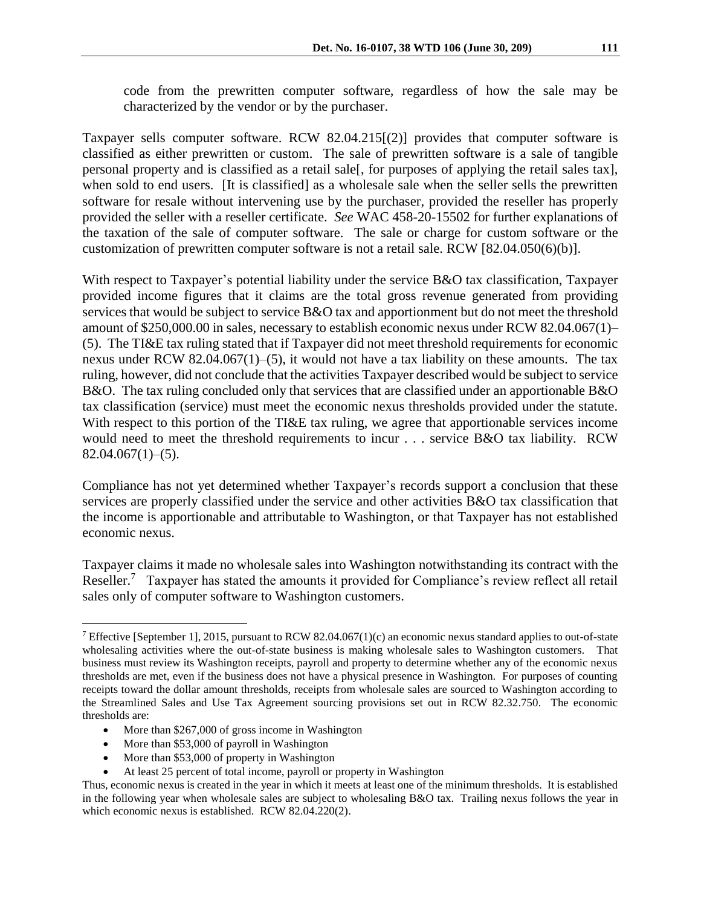code from the prewritten computer software, regardless of how the sale may be characterized by the vendor or by the purchaser.

Taxpayer sells computer software. RCW 82.04.215[(2)] provides that computer software is classified as either prewritten or custom. The sale of prewritten software is a sale of tangible personal property and is classified as a retail sale[, for purposes of applying the retail sales tax], when sold to end users. [It is classified] as a wholesale sale when the seller sells the prewritten software for resale without intervening use by the purchaser, provided the reseller has properly provided the seller with a reseller certificate. *See* WAC 458-20-15502 for further explanations of the taxation of the sale of computer software. The sale or charge for custom software or the customization of prewritten computer software is not a retail sale. RCW [82.04.050(6)(b)].

With respect to Taxpayer's potential liability under the service B&O tax classification, Taxpayer provided income figures that it claims are the total gross revenue generated from providing services that would be subject to service B&O tax and apportionment but do not meet the threshold amount of $250,000.00 in sales, necessary to establish economic nexus under RCW 82.04.067(1)–(5). The TI&E tax ruling stated that if Taxpayer did not meet threshold requirements for economic nexus under RCW 82.04.067(1)–(5), it would not have a tax liability on these amounts. The tax ruling, however, did not conclude that the activities Taxpayer described would be subject to service B&O. The tax ruling concluded only that services that are classified under an apportionable B&O tax classification (service) must meet the economic nexus thresholds provided under the statute. With respect to this portion of the TI&E tax ruling, we agree that apportionable services income would need to meet the threshold requirements to incur . . . service B&O tax liability. RCW 82.04.067(1)–(5).

Compliance has not yet determined whether Taxpayer's records support a conclusion that these services are properly classified under the service and other activities B&O tax classification that the income is apportionable and attributable to Washington, or that Taxpayer has not established economic nexus.

Taxpayer claims it made no wholesale sales into Washington notwithstanding its contract with the Reseller.[7] Taxpayer has stated the amounts it provided for Compliance's review reflect all retail sales only of computer software to Washington customers.

---

[7] Effective [September 1], 2015, pursuant to RCW 82.04.067(1)(c) an economic nexus standard applies to out-of-state wholesaling activities where the out-of-state business is making wholesale sales to Washington customers. That business must review its Washington receipts, payroll and property to determine whether any of the economic nexus thresholds are met, even if the business does not have a physical presence in Washington. For purposes of counting receipts toward the dollar amount thresholds, receipts from wholesale sales are sourced to Washington according to the Streamlined Sales and Use Tax Agreement sourcing provisions set out in RCW 82.32.750. The economic thresholds are:

- More than $267,000 of gross income in Washington
- More than $53,000 of payroll in Washington
- More than $53,000 of property in Washington
- At least 25 percent of total income, payroll or property in Washington

Thus, economic nexus is created in the year in which it meets at least one of the minimum thresholds. It is established in the following year when wholesale sales are subject to wholesaling B&O tax. Trailing nexus follows the year in which economic nexus is established. RCW 82.04.220(2).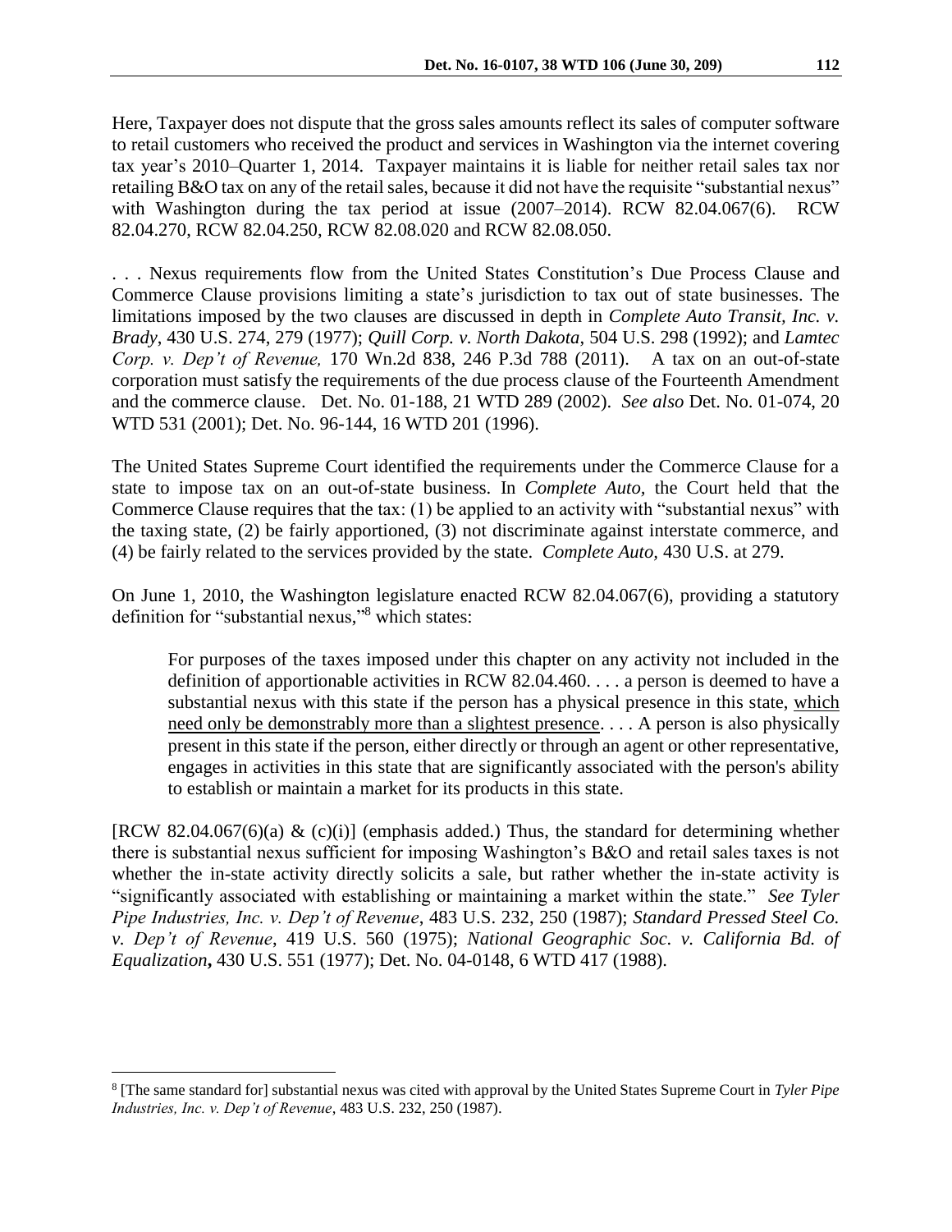Here, Taxpayer does not dispute that the gross sales amounts reflect its sales of computer software to retail customers who received the product and services in Washington via the internet covering tax year's 2010–Quarter 1, 2014. Taxpayer maintains it is liable for neither retail sales tax nor retailing B&O tax on any of the retail sales, because it did not have the requisite "substantial nexus" with Washington during the tax period at issue (2007–2014). RCW 82.04.067(6). RCW 82.04.270, RCW 82.04.250, RCW 82.08.020 and RCW 82.08.050.

. . . Nexus requirements flow from the United States Constitution's Due Process Clause and Commerce Clause provisions limiting a state's jurisdiction to tax out of state businesses. The limitations imposed by the two clauses are discussed in depth in *Complete Auto Transit, Inc. v. Brady*, 430 U.S. 274, 279 (1977); *Quill Corp. v. North Dakota*, 504 U.S. 298 (1992); and *Lamtec Corp. v. Dep't of Revenue,* 170 Wn.2d 838, 246 P.3d 788 (2011). A tax on an out-of-state corporation must satisfy the requirements of the due process clause of the Fourteenth Amendment and the commerce clause. Det. No. 01-188, 21 WTD 289 (2002). *See also* Det. No. 01-074, 20 WTD 531 (2001); Det. No. 96-144, 16 WTD 201 (1996).

The United States Supreme Court identified the requirements under the Commerce Clause for a state to impose tax on an out-of-state business. In *Complete Auto,* the Court held that the Commerce Clause requires that the tax: (1) be applied to an activity with "substantial nexus" with the taxing state, (2) be fairly apportioned, (3) not discriminate against interstate commerce, and (4) be fairly related to the services provided by the state. *Complete Auto,* 430 U.S. at 279.

On June 1, 2010, the Washington legislature enacted RCW 82.04.067(6), providing a statutory definition for "substantial nexus,"[8] which states:

> For purposes of the taxes imposed under this chapter on any activity not included in the definition of apportionable activities in RCW 82.04.460. . . . a person is deemed to have a substantial nexus with this state if the person has a physical presence in this state, <u>which need only be demonstrably more than a slightest presence</u>. . . . A person is also physically present in this state if the person, either directly or through an agent or other representative, engages in activities in this state that are significantly associated with the person's ability to establish or maintain a market for its products in this state.

[RCW 82.04.067(6)(a) & (c)(i)] (emphasis added.) Thus, the standard for determining whether there is substantial nexus sufficient for imposing Washington's B&O and retail sales taxes is not whether the in-state activity directly solicits a sale, but rather whether the in-state activity is "significantly associated with establishing or maintaining a market within the state." *See Tyler Pipe Industries, Inc. v. Dep't of Revenue*, 483 U.S. 232, 250 (1987); *Standard Pressed Steel Co. v. Dep't of Revenue*, 419 U.S. 560 (1975); *National Geographic Soc. v. California Bd. of Equalization***,** 430 U.S. 551 (1977); Det. No. 04-0148, 6 WTD 417 (1988).

---

[8] [The same standard for] substantial nexus was cited with approval by the United States Supreme Court in *Tyler Pipe Industries, Inc. v. Dep't of Revenue*, 483 U.S. 232, 250 (1987).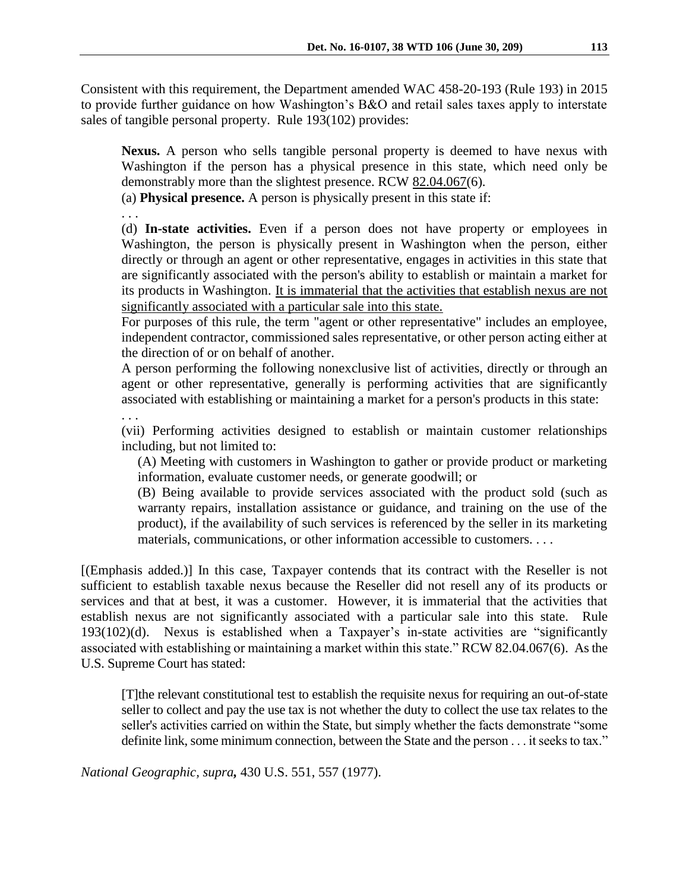Consistent with this requirement, the Department amended WAC 458-20-193 (Rule 193) in 2015 to provide further guidance on how Washington's B&O and retail sales taxes apply to interstate sales of tangible personal property. Rule 193(102) provides:

> **Nexus.** A person who sells tangible personal property is deemed to have nexus with Washington if the person has a physical presence in this state, which need only be demonstrably more than the slightest presence. RCW 82.04.067(6).
>
> (a) **Physical presence.** A person is physically present in this state if:
>
> . . .
>
> (d) **In-state activities.** Even if a person does not have property or employees in Washington, the person is physically present in Washington when the person, either directly or through an agent or other representative, engages in activities in this state that are significantly associated with the person's ability to establish or maintain a market for its products in Washington. <u>It is immaterial that the activities that establish nexus are not significantly associated with a particular sale into this state.</u>
>
> For purposes of this rule, the term "agent or other representative" includes an employee, independent contractor, commissioned sales representative, or other person acting either at the direction of or on behalf of another.
>
> A person performing the following nonexclusive list of activities, directly or through an agent or other representative, generally is performing activities that are significantly associated with establishing or maintaining a market for a person's products in this state:
>
> . . .
>
> (vii) Performing activities designed to establish or maintain customer relationships including, but not limited to:
>
> (A) Meeting with customers in Washington to gather or provide product or marketing information, evaluate customer needs, or generate goodwill; or
>
> (B) Being available to provide services associated with the product sold (such as warranty repairs, installation assistance or guidance, and training on the use of the product), if the availability of such services is referenced by the seller in its marketing materials, communications, or other information accessible to customers. . . .

[(Emphasis added.)] In this case, Taxpayer contends that its contract with the Reseller is not sufficient to establish taxable nexus because the Reseller did not resell any of its products or services and that at best, it was a customer. However, it is immaterial that the activities that establish nexus are not significantly associated with a particular sale into this state. Rule 193(102)(d). Nexus is established when a Taxpayer's in-state activities are "significantly associated with establishing or maintaining a market within this state." RCW 82.04.067(6). As the U.S. Supreme Court has stated:

> [T]the relevant constitutional test to establish the requisite nexus for requiring an out-of-state seller to collect and pay the use tax is not whether the duty to collect the use tax relates to the seller's activities carried on within the State, but simply whether the facts demonstrate "some definite link, some minimum connection, between the State and the person . . . it seeks to tax."

*National Geographic, supra***,** 430 U.S. 551, 557 (1977).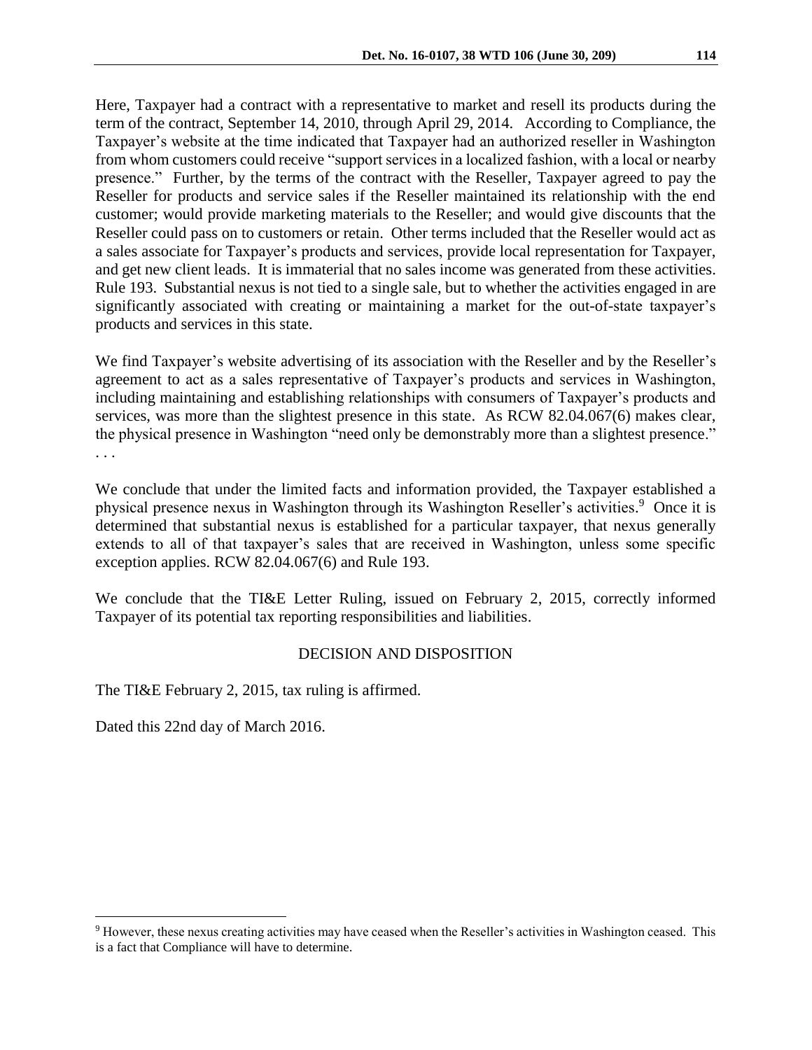Here, Taxpayer had a contract with a representative to market and resell its products during the term of the contract, September 14, 2010, through April 29, 2014. According to Compliance, the Taxpayer's website at the time indicated that Taxpayer had an authorized reseller in Washington from whom customers could receive "support services in a localized fashion, with a local or nearby presence." Further, by the terms of the contract with the Reseller, Taxpayer agreed to pay the Reseller for products and service sales if the Reseller maintained its relationship with the end customer; would provide marketing materials to the Reseller; and would give discounts that the Reseller could pass on to customers or retain. Other terms included that the Reseller would act as a sales associate for Taxpayer's products and services, provide local representation for Taxpayer, and get new client leads. It is immaterial that no sales income was generated from these activities. Rule 193. Substantial nexus is not tied to a single sale, but to whether the activities engaged in are significantly associated with creating or maintaining a market for the out-of-state taxpayer's products and services in this state.

We find Taxpayer's website advertising of its association with the Reseller and by the Reseller's agreement to act as a sales representative of Taxpayer's products and services in Washington, including maintaining and establishing relationships with consumers of Taxpayer's products and services, was more than the slightest presence in this state. As RCW 82.04.067(6) makes clear, the physical presence in Washington "need only be demonstrably more than a slightest presence." . . .

We conclude that under the limited facts and information provided, the Taxpayer established a physical presence nexus in Washington through its Washington Reseller's activities.[9] Once it is determined that substantial nexus is established for a particular taxpayer, that nexus generally extends to all of that taxpayer's sales that are received in Washington, unless some specific exception applies. RCW 82.04.067(6) and Rule 193.

We conclude that the TI&E Letter Ruling, issued on February 2, 2015, correctly informed Taxpayer of its potential tax reporting responsibilities and liabilities.

## DECISION AND DISPOSITION

The TI&E February 2, 2015, tax ruling is affirmed.

Dated this 22nd day of March 2016.

[9] However, these nexus creating activities may have ceased when the Reseller's activities in Washington ceased. This is a fact that Compliance will have to determine.